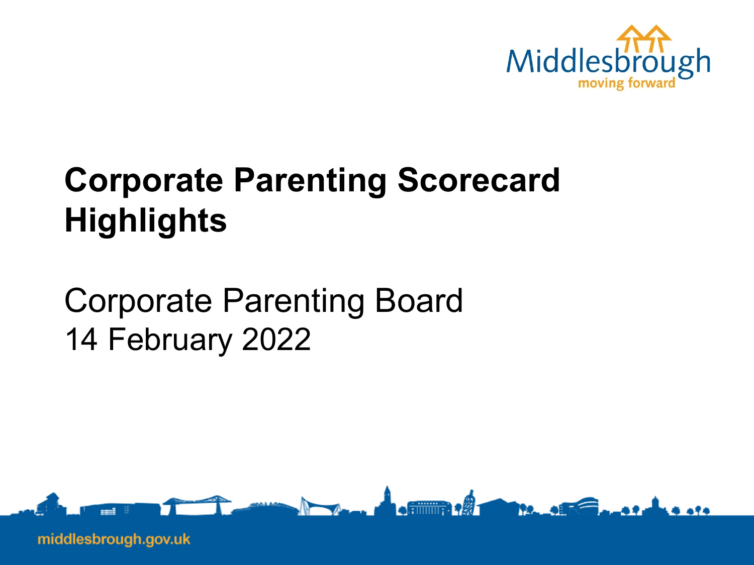# Corporate Parenting Scorecard Highlights

Corporate Parenting Board
14 February 2022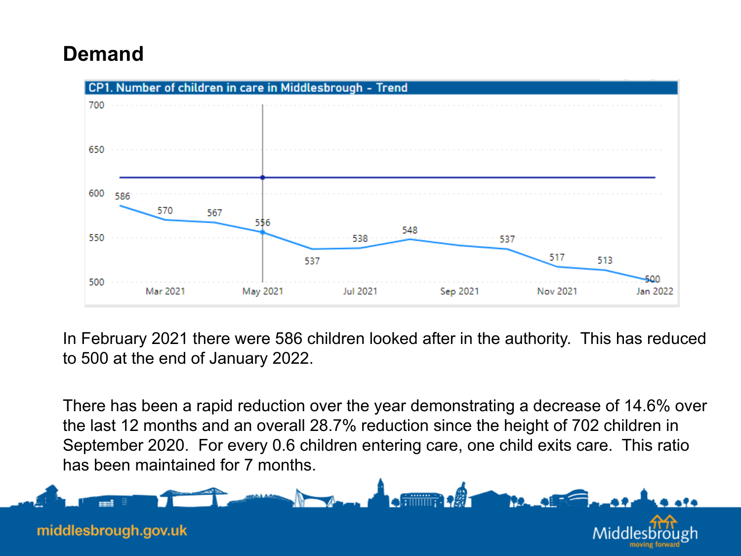# Demand

CP1. Number of children in care in Middlesbrough - Trend

In February 2021 there were 586 children looked after in the authority. This has reduced to 500 at the end of January 2022.

There has been a rapid reduction over the year demonstrating a decrease of 14.6% over the last 12 months and an overall 28.7% reduction since the height of 702 children in September 2020. For every 0.6 children entering care, one child exits care. This ratio has been maintained for 7 months.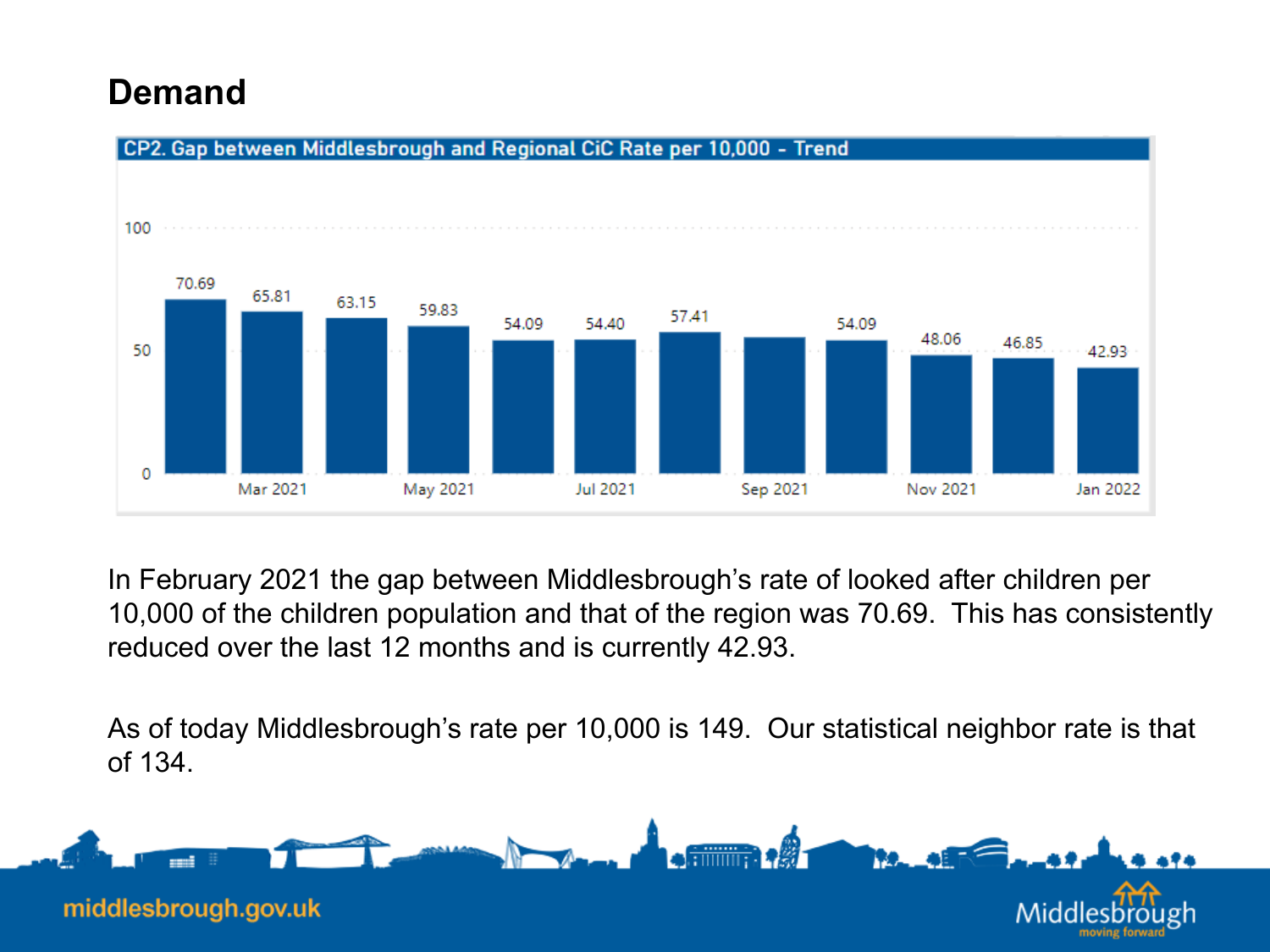# Demand

**CP2. Gap between Middlesbrough and Regional CiC Rate per 10,000 - Trend**

| Month | Gap |
| --- | --- |
| Feb 2021 | 70.69 |
| Mar 2021 | 65.81 |
| Apr 2021 | 63.15 |
| May 2021 | 59.83 |
| Jun 2021 | 54.09 |
| Jul 2021 | 54.40 |
| Aug 2021 | 57.41 |
| Sep 2021 | |
| Oct 2021 | 54.09 |
| Nov 2021 | 48.06 |
| Dec 2021 | 46.85 |
| Jan 2022 | 42.93 |

In February 2021 the gap between Middlesbrough's rate of looked after children per 10,000 of the children population and that of the region was 70.69. This has consistently reduced over the last 12 months and is currently 42.93.

As of today Middlesbrough's rate per 10,000 is 149. Our statistical neighbor rate is that of 134.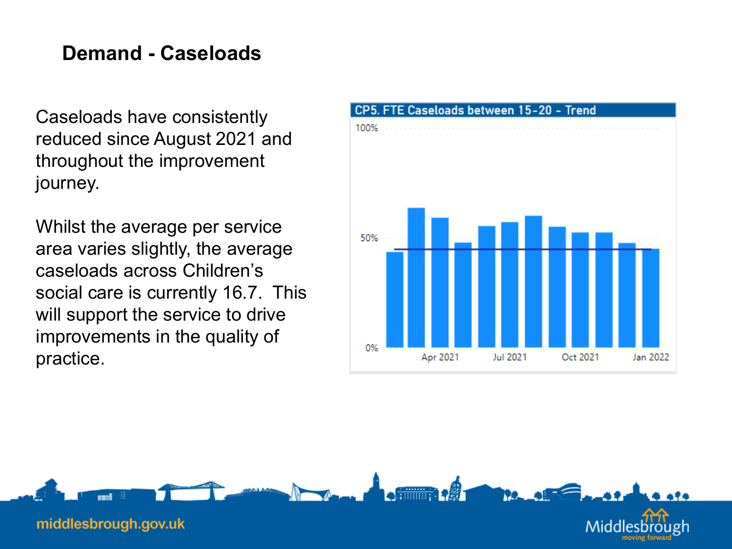## Demand - Caseloads

Caseloads have consistently reduced since August 2021 and throughout the improvement journey.

Whilst the average per service area varies slightly, the average caseloads across Children's social care is currently 16.7. This will support the service to drive improvements in the quality of practice.

CP5. FTE Caseloads between 15-20 - Trend

100%

50%

0%

Apr 2021 Jul 2021 Oct 2021 Jan 2022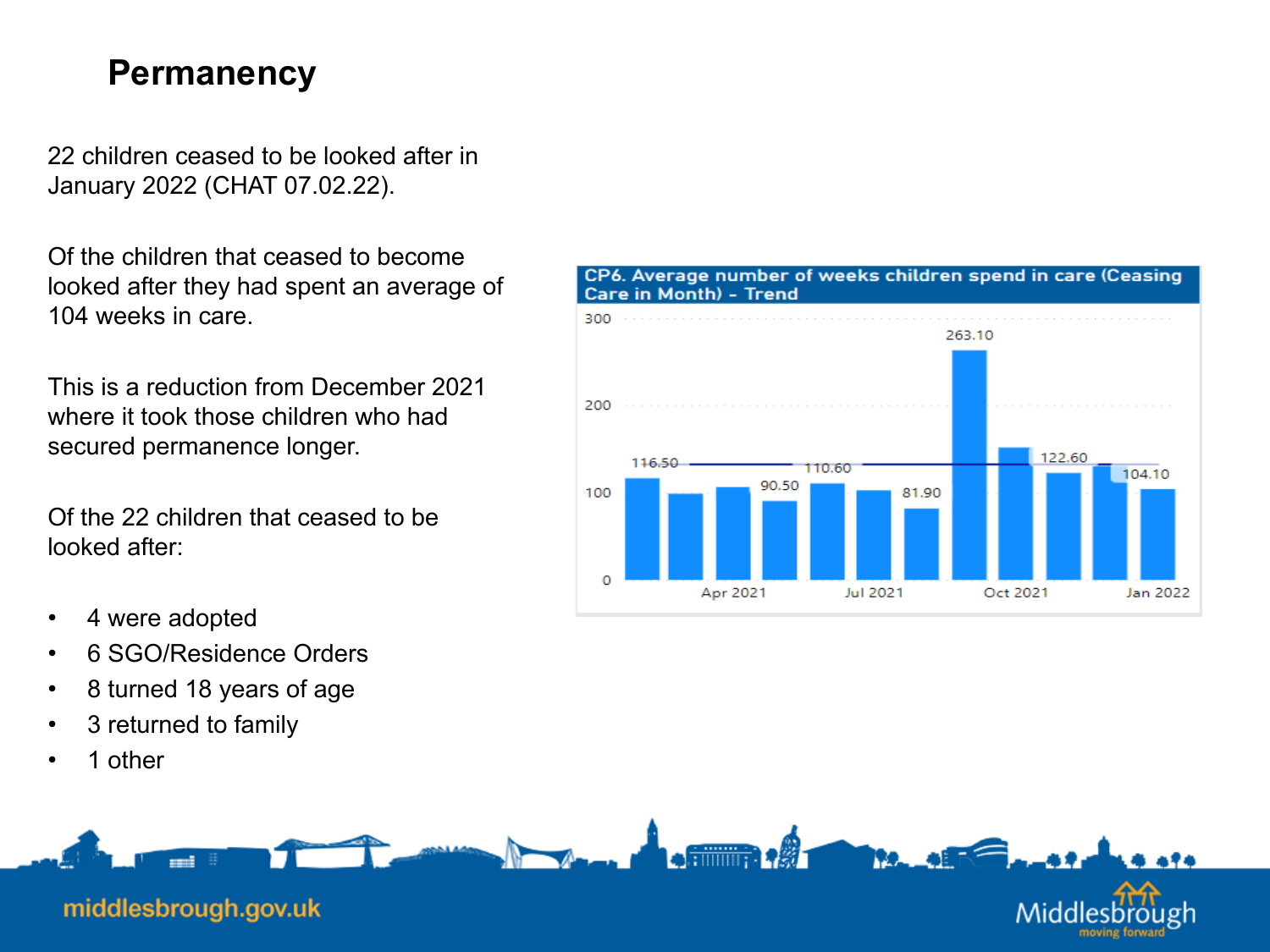# Permanency

22 children ceased to be looked after in January 2022 (CHAT 07.02.22).

Of the children that ceased to become looked after they had spent an average of 104 weeks in care.

This is a reduction from December 2021 where it took those children who had secured permanence longer.

Of the 22 children that ceased to be looked after:

- 4 were adopted
- 6 SGO/Residence Orders
- 8 turned 18 years of age
- 3 returned to family
- 1 other

**CP6. Average number of weeks children spend in care (Ceasing Care in Month) - Trend**

| Month | Average weeks |
| --- | --- |
| Apr 2021 | 90.50 |
| Jul 2021 | 81.90 |
| Oct 2021 | 122.60 |
| Jan 2022 | 104.10 |

Other labelled values: 116.50, 110.60, 263.10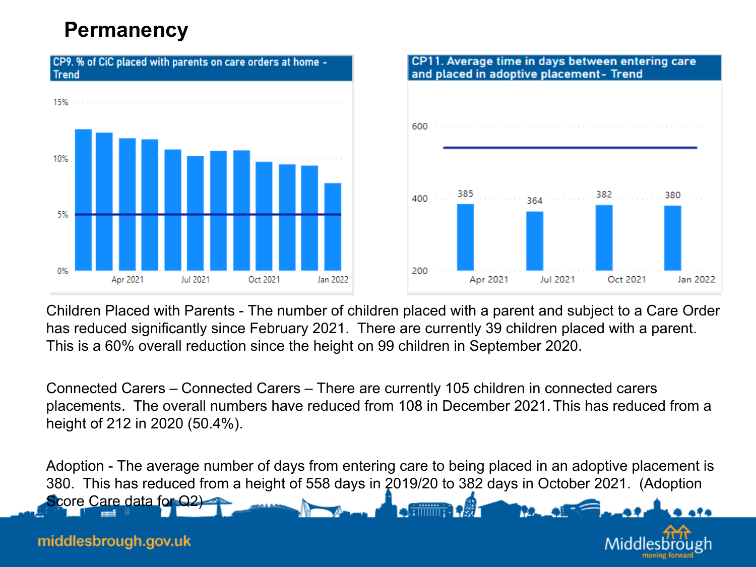# Permanency

**CP9. % of CiC placed with parents on care orders at home - Trend**

**CP11. Average time in days between entering care and placed in adoptive placement- Trend**

| | Apr 2021 | Jul 2021 | Oct 2021 | Jan 2022 |
|---|---|---|---|---|
| Average days | 385 | 364 | 382 | 380 |

Children Placed with Parents - The number of children placed with a parent and subject to a Care Order has reduced significantly since February 2021. There are currently 39 children placed with a parent. This is a 60% overall reduction since the height on 99 children in September 2020.

Connected Carers – Connected Carers – There are currently 105 children in connected carers placements. The overall numbers have reduced from 108 in December 2021. This has reduced from a height of 212 in 2020 (50.4%).

Adoption - The average number of days from entering care to being placed in an adoptive placement is 380. This has reduced from a height of 558 days in 2019/20 to 382 days in October 2021. (Adoption Score Care data for Q2)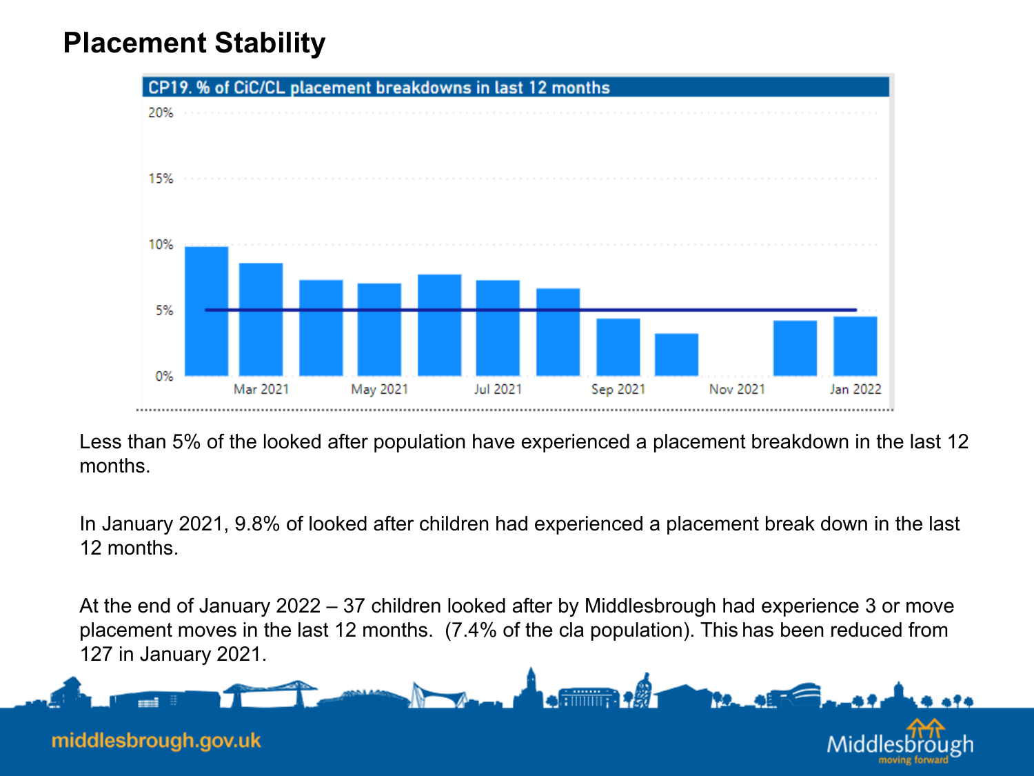# Placement Stability

CP19. % of CiC/CL placement breakdowns in last 12 months

Less than 5% of the looked after population have experienced a placement breakdown in the last 12 months.

In January 2021, 9.8% of looked after children had experienced a placement break down in the last 12 months.

At the end of January 2022 – 37 children looked after by Middlesbrough had experience 3 or move placement moves in the last 12 months. (7.4% of the cla population). This has been reduced from 127 in January 2021.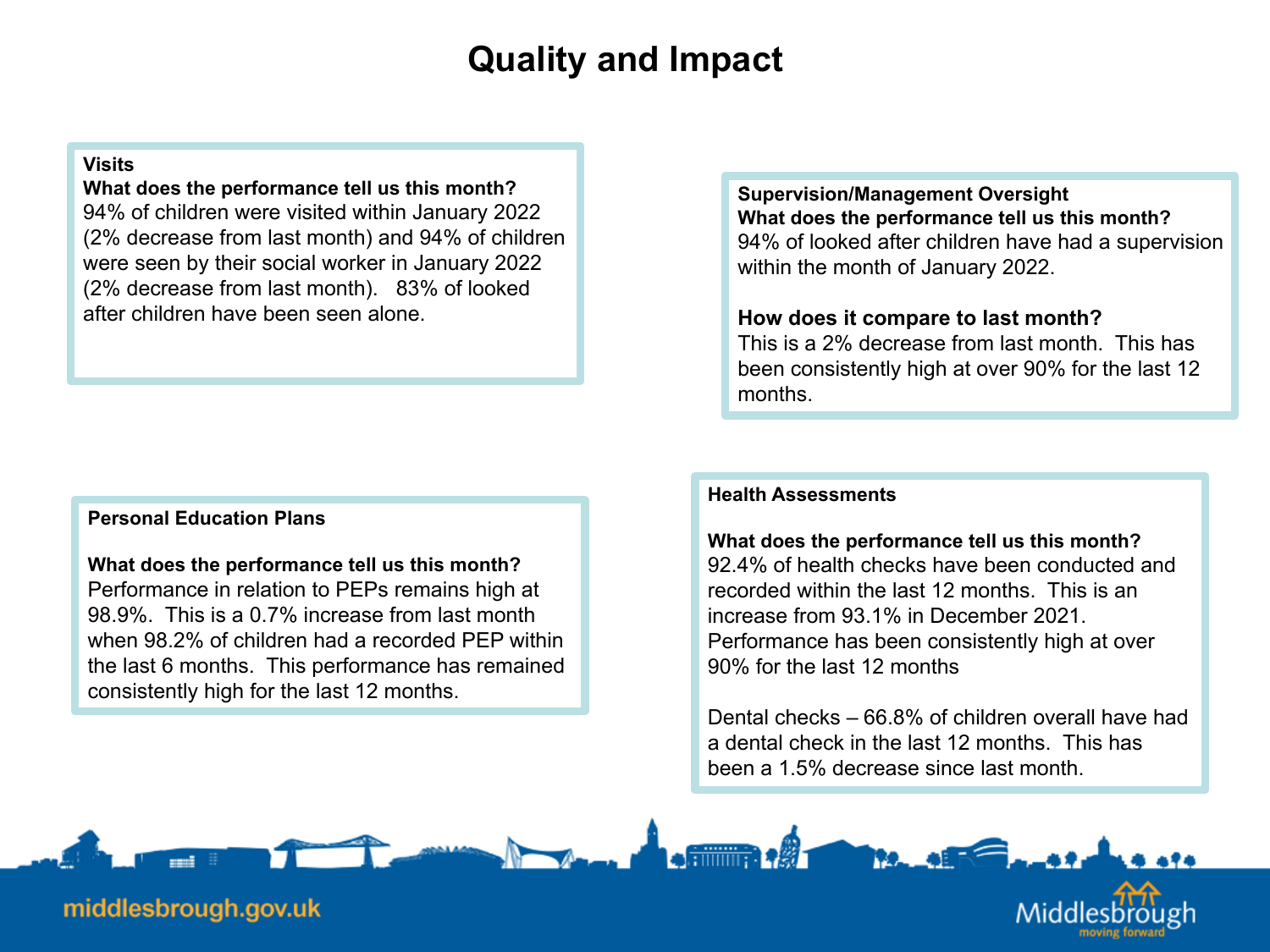# Quality and Impact

**Visits**

**What does the performance tell us this month?**

94% of children were visited within January 2022 (2% decrease from last month) and 94% of children were seen by their social worker in January 2022 (2% decrease from last month). 83% of looked after children have been seen alone.

**Supervision/Management Oversight**

**What does the performance tell us this month?**

94% of looked after children have had a supervision within the month of January 2022.

**How does it compare to last month?**

This is a 2% decrease from last month. This has been consistently high at over 90% for the last 12 months.

**Personal Education Plans**

**What does the performance tell us this month?**

Performance in relation to PEPs remains high at 98.9%. This is a 0.7% increase from last month when 98.2% of children had a recorded PEP within the last 6 months. This performance has remained consistently high for the last 12 months.

**Health Assessments**

**What does the performance tell us this month?**

92.4% of health checks have been conducted and recorded within the last 12 months. This is an increase from 93.1% in December 2021. Performance has been consistently high at over 90% for the last 12 months

Dental checks – 66.8% of children overall have had a dental check in the last 12 months. This has been a 1.5% decrease since last month.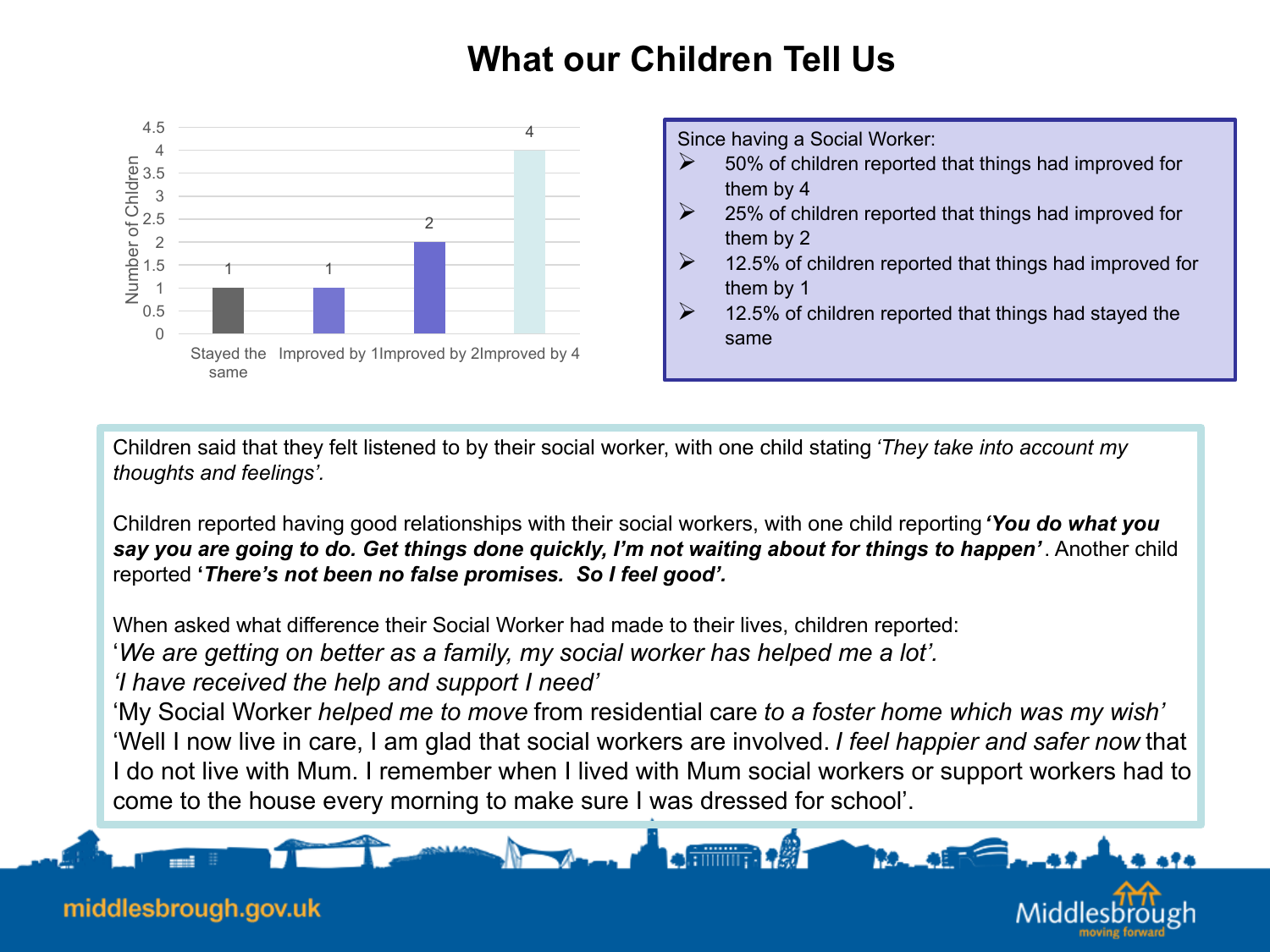# What our Children Tell Us

4.5
4
3.5
3
2.5
2
1.5
1
0.5
0

Number of Chldren

1
1
2
4

Stayed the same
Improved by 1
Improved by 2
Improved by 4

Since having a Social Worker:

- 50% of children reported that things had improved for them by 4
- 25% of children reported that things had improved for them by 2
- 12.5% of children reported that things had improved for them by 1
- 12.5% of children reported that things had stayed the same

Children said that they felt listened to by their social worker, with one child stating *'They take into account my thoughts and feelings'.*

Children reported having good relationships with their social workers, with one child reporting ***'You do what you say you are going to do. Get things done quickly, I'm not waiting about for things to happen'***. Another child reported **'*There's not been no false promises.  So I feel good'.***

When asked what difference their Social Worker had made to their lives, children reported:

'*We are getting on better as a family, my social worker has helped me a lot'.*
*'I have received the help and support I need'*
'My Social Worker *helped me to move* from residential care *to a foster home which was my wish'*
'Well I now live in care, I am glad that social workers are involved. *I feel happier and safer now* that I do not live with Mum. I remember when I lived with Mum social workers or support workers had to come to the house every morning to make sure I was dressed for school'.